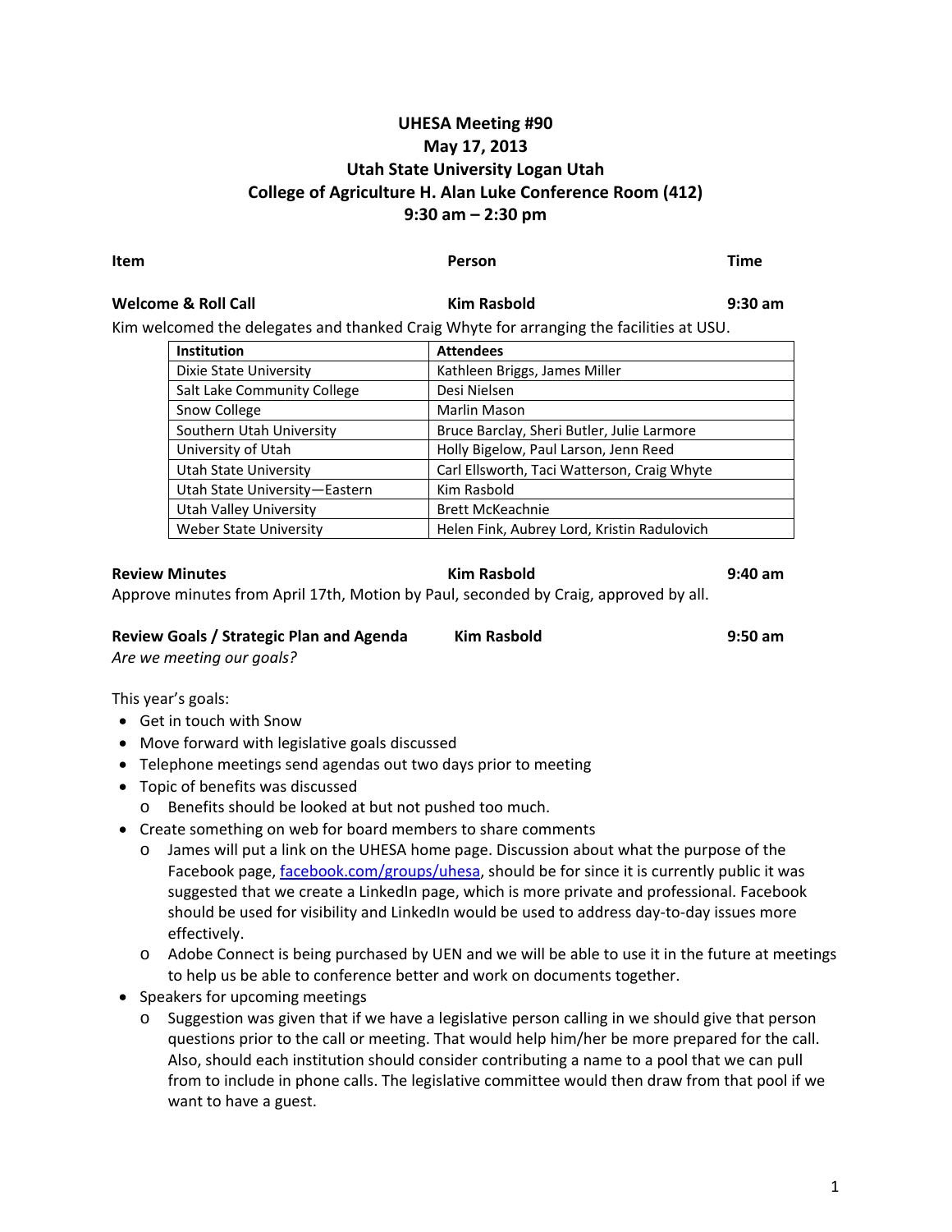# UHESA Meeting #90
## May 17, 2013
## Utah State University Logan Utah
## College of Agriculture H. Alan Luke Conference Room (412)
## 9:30 am – 2:30 pm

| **Item** | **Person** | **Time** |
|---|---|---|
| **Welcome & Roll Call** | **Kim Rasbold** | **9:30 am** |

Kim welcomed the delegates and thanked Craig Whyte for arranging the facilities at USU.

| Institution | Attendees |
|---|---|
| Dixie State University | Kathleen Briggs, James Miller |
| Salt Lake Community College | Desi Nielsen |
| Snow College | Marlin Mason |
| Southern Utah University | Bruce Barclay, Sheri Butler, Julie Larmore |
| University of Utah | Holly Bigelow, Paul Larson, Jenn Reed |
| Utah State University | Carl Ellsworth, Taci Watterson, Craig Whyte |
| Utah State University—Eastern | Kim Rasbold |
| Utah Valley University | Brett McKeachnie |
| Weber State University | Helen Fink, Aubrey Lord, Kristin Radulovich |

**Review Minutes** — **Kim Rasbold** — **9:40 am**

Approve minutes from April 17th, Motion by Paul, seconded by Craig, approved by all.

**Review Goals / Strategic Plan and Agenda** — **Kim Rasbold** — **9:50 am**

*Are we meeting our goals?*

This year's goals:

- Get in touch with Snow
- Move forward with legislative goals discussed
- Telephone meetings send agendas out two days prior to meeting
- Topic of benefits was discussed
  - Benefits should be looked at but not pushed too much.
- Create something on web for board members to share comments
  - James will put a link on the UHESA home page. Discussion about what the purpose of the Facebook page, facebook.com/groups/uhesa, should be for since it is currently public it was suggested that we create a LinkedIn page, which is more private and professional. Facebook should be used for visibility and LinkedIn would be used to address day-to-day issues more effectively.
  - Adobe Connect is being purchased by UEN and we will be able to use it in the future at meetings to help us be able to conference better and work on documents together.
- Speakers for upcoming meetings
  - Suggestion was given that if we have a legislative person calling in we should give that person questions prior to the call or meeting. That would help him/her be more prepared for the call. Also, should each institution should consider contributing a name to a pool that we can pull from to include in phone calls. The legislative committee would then draw from that pool if we want to have a guest.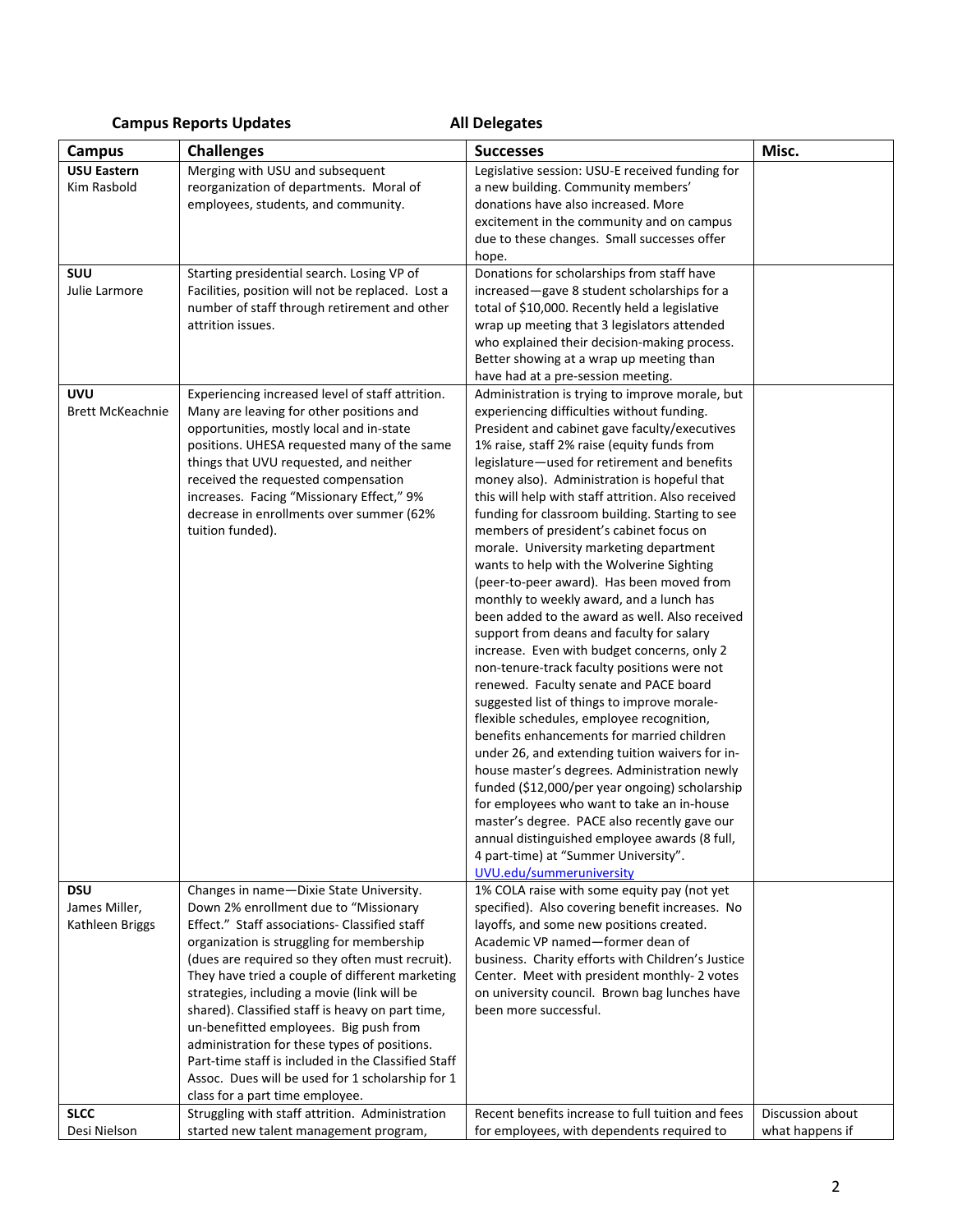**Campus Reports Updates** **All Delegates**

| Campus | Challenges | Successes | Misc. |
|---|---|---|---|
| **USU Eastern** Kim Rasbold | Merging with USU and subsequent reorganization of departments. Moral of employees, students, and community. | Legislative session: USU-E received funding for a new building. Community members' donations have also increased. More excitement in the community and on campus due to these changes. Small successes offer hope. | |
| **SUU** Julie Larmore | Starting presidential search. Losing VP of Facilities, position will not be replaced. Lost a number of staff through retirement and other attrition issues. | Donations for scholarships from staff have increased—gave 8 student scholarships for a total of $10,000. Recently held a legislative wrap up meeting that 3 legislators attended who explained their decision-making process. Better showing at a wrap up meeting than have had at a pre-session meeting. | |
| **UVU** Brett McKeachnie | Experiencing increased level of staff attrition. Many are leaving for other positions and opportunities, mostly local and in-state positions. UHESA requested many of the same things that UVU requested, and neither received the requested compensation increases. Facing "Missionary Effect," 9% decrease in enrollments over summer (62% tuition funded). | Administration is trying to improve morale, but experiencing difficulties without funding. President and cabinet gave faculty/executives 1% raise, staff 2% raise (equity funds from legislature—used for retirement and benefits money also). Administration is hopeful that this will help with staff attrition. Also received funding for classroom building. Starting to see members of president's cabinet focus on morale. University marketing department wants to help with the Wolverine Sighting (peer-to-peer award). Has been moved from monthly to weekly award, and a lunch has been added to the award as well. Also received support from deans and faculty for salary increase. Even with budget concerns, only 2 non-tenure-track faculty positions were not renewed. Faculty senate and PACE board suggested list of things to improve morale- flexible schedules, employee recognition, benefits enhancements for married children under 26, and extending tuition waivers for in-house master's degrees. Administration newly funded ($12,000/per year ongoing) scholarship for employees who want to take an in-house master's degree. PACE also recently gave our annual distinguished employee awards (8 full, 4 part-time) at "Summer University". UVU.edu/summeruniversity | |
| **DSU** James Miller, Kathleen Briggs | Changes in name—Dixie State University. Down 2% enrollment due to "Missionary Effect." Staff associations- Classified staff organization is struggling for membership (dues are required so they often must recruit). They have tried a couple of different marketing strategies, including a movie (link will be shared). Classified staff is heavy on part time, un-benefitted employees. Big push from administration for these types of positions. Part-time staff is included in the Classified Staff Assoc. Dues will be used for 1 scholarship for 1 class for a part time employee. | 1% COLA raise with some equity pay (not yet specified). Also covering benefit increases. No layoffs, and some new positions created. Academic VP named—former dean of business. Charity efforts with Children's Justice Center. Meet with president monthly- 2 votes on university council. Brown bag lunches have been more successful. | |
| **SLCC** Desi Nielson | Struggling with staff attrition. Administration started new talent management program, | Recent benefits increase to full tuition and fees for employees, with dependents required to | Discussion about what happens if |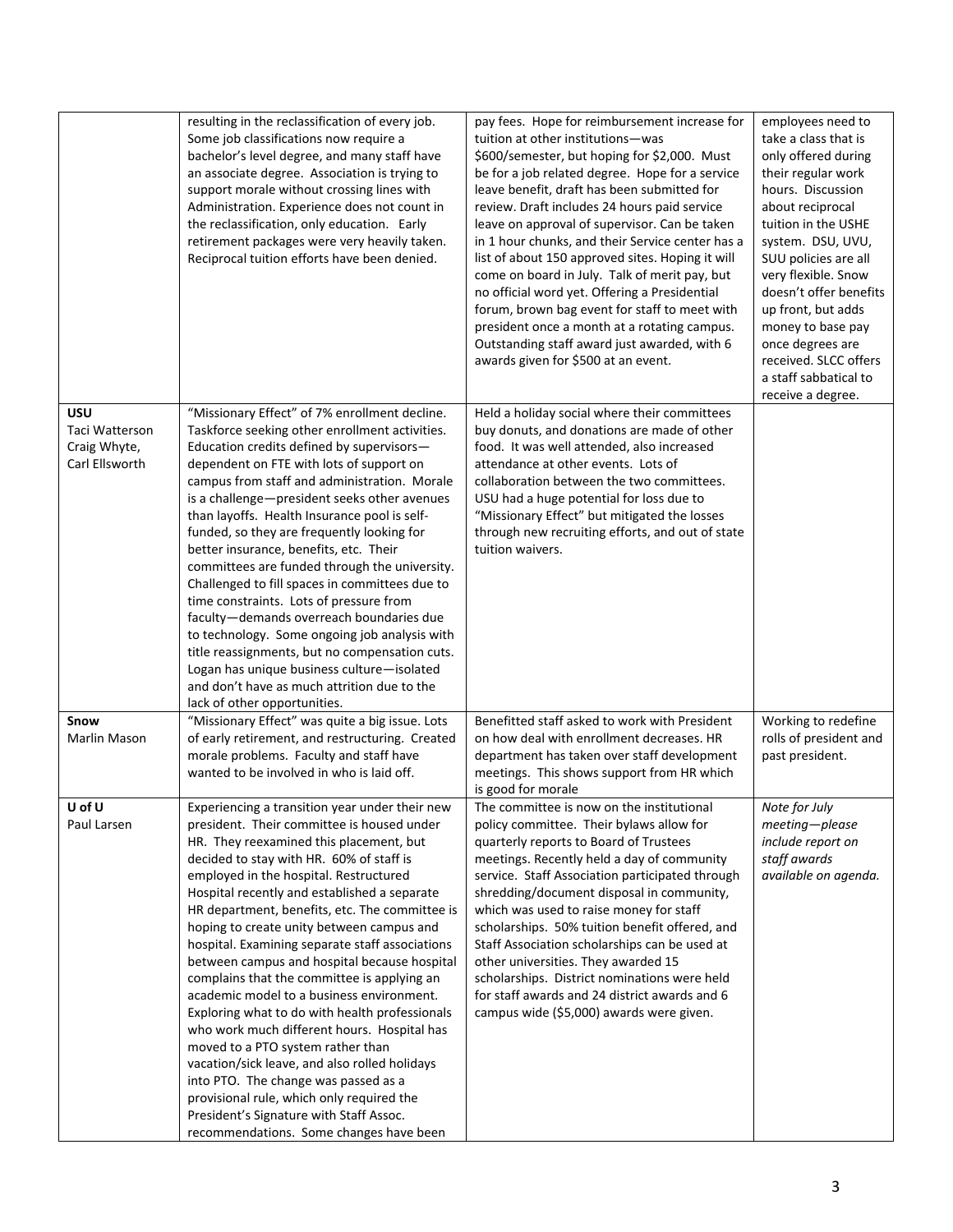| | | | |
|---|---|---|---|
| | resulting in the reclassification of every job. Some job classifications now require a bachelor's level degree, and many staff have an associate degree. Association is trying to support morale without crossing lines with Administration. Experience does not count in the reclassification, only education. Early retirement packages were very heavily taken. Reciprocal tuition efforts have been denied. | pay fees. Hope for reimbursement increase for tuition at other institutions—was $600/semester, but hoping for $2,000. Must be for a job related degree. Hope for a service leave benefit, draft has been submitted for review. Draft includes 24 hours paid service leave on approval of supervisor. Can be taken in 1 hour chunks, and their Service center has a list of about 150 approved sites. Hoping it will come on board in July. Talk of merit pay, but no official word yet. Offering a Presidential forum, brown bag event for staff to meet with president once a month at a rotating campus. Outstanding staff award just awarded, with 6 awards given for $500 at an event. | employees need to take a class that is only offered during their regular work hours. Discussion about reciprocal tuition in the USHE system. DSU, UVU, SUU policies are all very flexible. Snow doesn't offer benefits up front, but adds money to base pay once degrees are received. SLCC offers a staff sabbatical to receive a degree. |
| **USU**<br>Taci Watterson<br>Craig Whyte,<br>Carl Ellsworth | "Missionary Effect" of 7% enrollment decline. Taskforce seeking other enrollment activities. Education credits defined by supervisors—dependent on FTE with lots of support on campus from staff and administration. Morale is a challenge—president seeks other avenues than layoffs. Health Insurance pool is self-funded, so they are frequently looking for better insurance, benefits, etc. Their committees are funded through the university. Challenged to fill spaces in committees due to time constraints. Lots of pressure from faculty—demands overreach boundaries due to technology. Some ongoing job analysis with title reassignments, but no compensation cuts. Logan has unique business culture—isolated and don't have as much attrition due to the lack of other opportunities. | Held a holiday social where their committees buy donuts, and donations are made of other food. It was well attended, also increased attendance at other events. Lots of collaboration between the two committees. USU had a huge potential for loss due to "Missionary Effect" but mitigated the losses through new recruiting efforts, and out of state tuition waivers. | |
| **Snow**<br>Marlin Mason | "Missionary Effect" was quite a big issue. Lots of early retirement, and restructuring. Created morale problems. Faculty and staff have wanted to be involved in who is laid off. | Benefitted staff asked to work with President on how deal with enrollment decreases. HR department has taken over staff development meetings. This shows support from HR which is good for morale | Working to redefine rolls of president and past president. |
| **U of U**<br>Paul Larsen | Experiencing a transition year under their new president. Their committee is housed under HR. They reexamined this placement, but decided to stay with HR. 60% of staff is employed in the hospital. Restructured Hospital recently and established a separate HR department, benefits, etc. The committee is hoping to create unity between campus and hospital. Examining separate staff associations between campus and hospital because hospital complains that the committee is applying an academic model to a business environment. Exploring what to do with health professionals who work much different hours. Hospital has moved to a PTO system rather than vacation/sick leave, and also rolled holidays into PTO. The change was passed as a provisional rule, which only required the President's Signature with Staff Assoc. recommendations. Some changes have been | The committee is now on the institutional policy committee. Their bylaws allow for quarterly reports to Board of Trustees meetings. Recently held a day of community service. Staff Association participated through shredding/document disposal in community, which was used to raise money for staff scholarships. 50% tuition benefit offered, and Staff Association scholarships can be used at other universities. They awarded 15 scholarships. District nominations were held for staff awards and 24 district awards and 6 campus wide ($5,000) awards were given. | *Note for July meeting—please include report on staff awards available on agenda.* |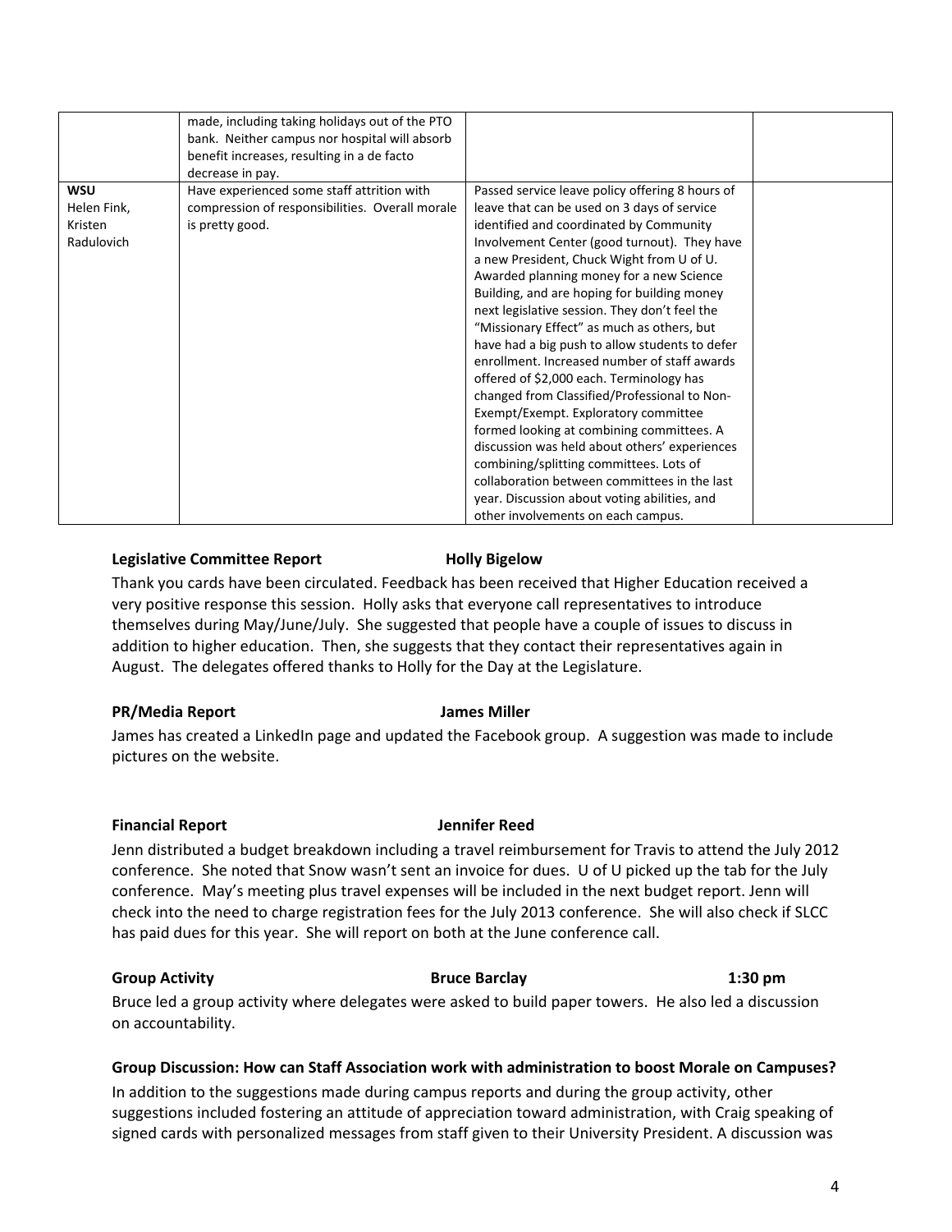| | | | |
|---|---|---|---|
| | made, including taking holidays out of the PTO bank. Neither campus nor hospital will absorb benefit increases, resulting in a de facto decrease in pay. | | |
| **WSU** Helen Fink, Kristen Radulovich | Have experienced some staff attrition with compression of responsibilities. Overall morale is pretty good. | Passed service leave policy offering 8 hours of leave that can be used on 3 days of service identified and coordinated by Community Involvement Center (good turnout). They have a new President, Chuck Wight from U of U. Awarded planning money for a new Science Building, and are hoping for building money next legislative session. They don't feel the "Missionary Effect" as much as others, but have had a big push to allow students to defer enrollment. Increased number of staff awards offered of $2,000 each. Terminology has changed from Classified/Professional to Non-Exempt/Exempt. Exploratory committee formed looking at combining committees. A discussion was held about others' experiences combining/splitting committees. Lots of collaboration between committees in the last year. Discussion about voting abilities, and other involvements on each campus. | |

**Legislative Committee Report** **Holly Bigelow**

Thank you cards have been circulated. Feedback has been received that Higher Education received a very positive response this session. Holly asks that everyone call representatives to introduce themselves during May/June/July. She suggested that people have a couple of issues to discuss in addition to higher education. Then, she suggests that they contact their representatives again in August. The delegates offered thanks to Holly for the Day at the Legislature.

**PR/Media Report** **James Miller**

James has created a LinkedIn page and updated the Facebook group. A suggestion was made to include pictures on the website.

**Financial Report** **Jennifer Reed**

Jenn distributed a budget breakdown including a travel reimbursement for Travis to attend the July 2012 conference. She noted that Snow wasn't sent an invoice for dues. U of U picked up the tab for the July conference. May's meeting plus travel expenses will be included in the next budget report. Jenn will check into the need to charge registration fees for the July 2013 conference. She will also check if SLCC has paid dues for this year. She will report on both at the June conference call.

**Group Activity** **Bruce Barclay** **1:30 pm**

Bruce led a group activity where delegates were asked to build paper towers. He also led a discussion on accountability.

**Group Discussion: How can Staff Association work with administration to boost Morale on Campuses?**

In addition to the suggestions made during campus reports and during the group activity, other suggestions included fostering an attitude of appreciation toward administration, with Craig speaking of signed cards with personalized messages from staff given to their University President. A discussion was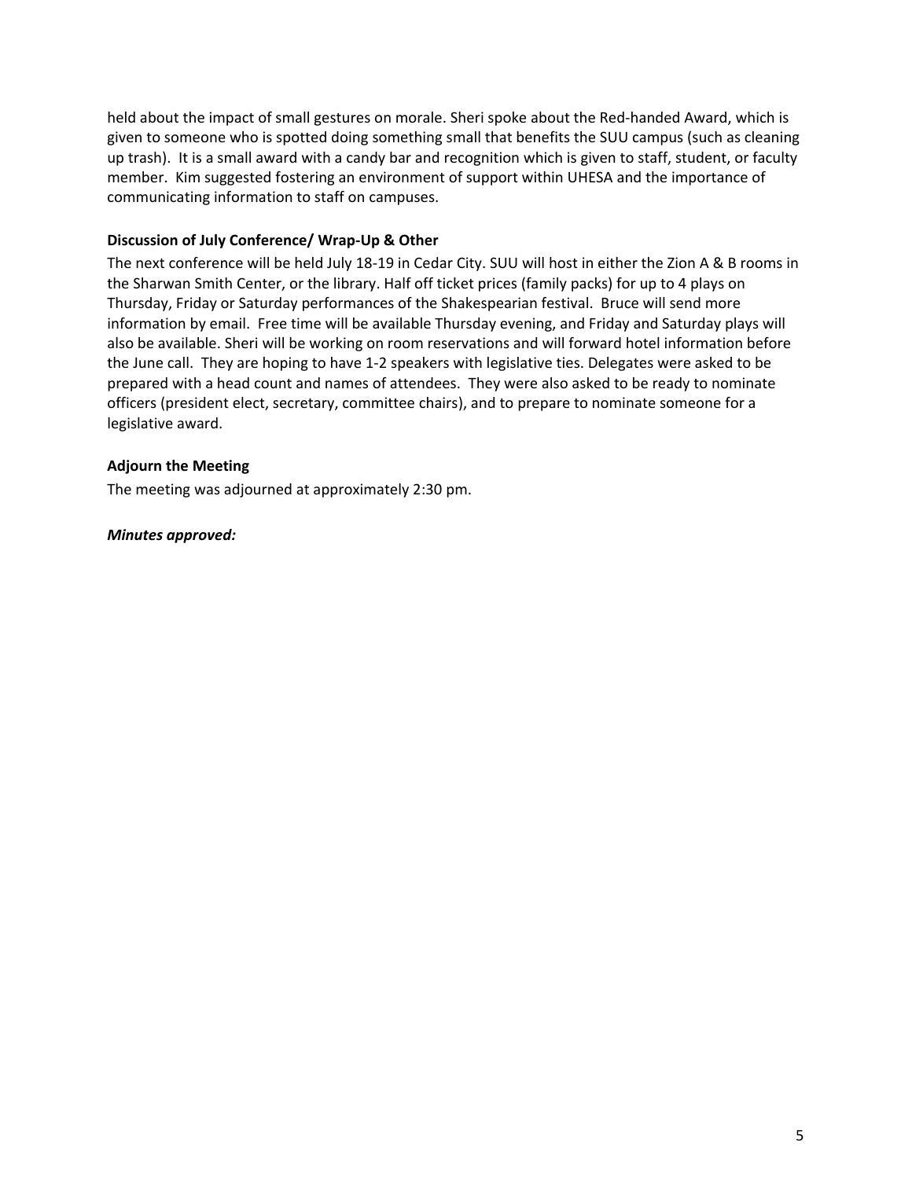held about the impact of small gestures on morale. Sheri spoke about the Red-handed Award, which is given to someone who is spotted doing something small that benefits the SUU campus (such as cleaning up trash). It is a small award with a candy bar and recognition which is given to staff, student, or faculty member. Kim suggested fostering an environment of support within UHESA and the importance of communicating information to staff on campuses.

**Discussion of July Conference/ Wrap-Up & Other**

The next conference will be held July 18-19 in Cedar City. SUU will host in either the Zion A & B rooms in the Sharwan Smith Center, or the library. Half off ticket prices (family packs) for up to 4 plays on Thursday, Friday or Saturday performances of the Shakespearian festival. Bruce will send more information by email. Free time will be available Thursday evening, and Friday and Saturday plays will also be available. Sheri will be working on room reservations and will forward hotel information before the June call. They are hoping to have 1-2 speakers with legislative ties. Delegates were asked to be prepared with a head count and names of attendees. They were also asked to be ready to nominate officers (president elect, secretary, committee chairs), and to prepare to nominate someone for a legislative award.

**Adjourn the Meeting**

The meeting was adjourned at approximately 2:30 pm.

***Minutes approved:***